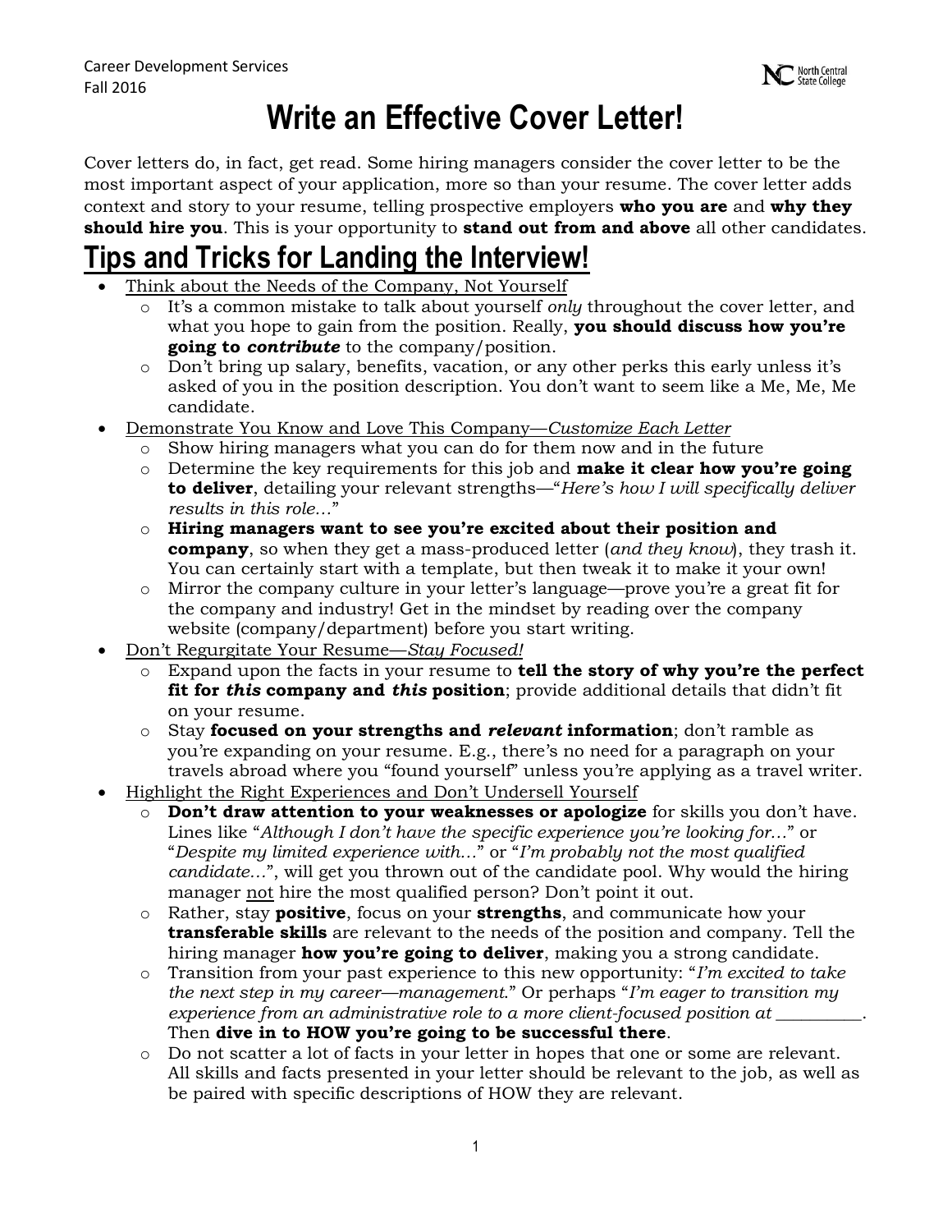Career Development Services
Fall 2016

# Write an Effective Cover Letter!

Cover letters do, in fact, get read. Some hiring managers consider the cover letter to be the most important aspect of your application, more so than your resume. The cover letter adds context and story to your resume, telling prospective employers **who you are** and **why they should hire you**. This is your opportunity to **stand out from and above** all other candidates.

## Tips and Tricks for Landing the Interview!

- Think about the Needs of the Company, Not Yourself
  - It's a common mistake to talk about yourself *only* throughout the cover letter, and what you hope to gain from the position. Really, **you should discuss how you're going to *contribute*** to the company/position.
  - Don't bring up salary, benefits, vacation, or any other perks this early unless it's asked of you in the position description. You don't want to seem like a Me, Me, Me candidate.
- Demonstrate You Know and Love This Company—*Customize Each Letter*
  - Show hiring managers what you can do for them now and in the future
  - Determine the key requirements for this job and **make it clear how you're going to deliver**, detailing your relevant strengths—"*Here's how I will specifically deliver results in this role…*"
  - **Hiring managers want to see you're excited about their position and company**, so when they get a mass-produced letter (*and they know*), they trash it. You can certainly start with a template, but then tweak it to make it your own!
  - Mirror the company culture in your letter's language—prove you're a great fit for the company and industry! Get in the mindset by reading over the company website (company/department) before you start writing.
- Don't Regurgitate Your Resume—*Stay Focused!*
  - Expand upon the facts in your resume to **tell the story of why you're the perfect fit for *this* company and *this* position**; provide additional details that didn't fit on your resume.
  - Stay **focused on your strengths and *relevant* information**; don't ramble as you're expanding on your resume. E.g., there's no need for a paragraph on your travels abroad where you "found yourself" unless you're applying as a travel writer.
- Highlight the Right Experiences and Don't Undersell Yourself
  - **Don't draw attention to your weaknesses or apologize** for skills you don't have. Lines like "*Although I don't have the specific experience you're looking for…*" or "*Despite my limited experience with…*" or "*I'm probably not the most qualified candidate…*", will get you thrown out of the candidate pool. Why would the hiring manager not hire the most qualified person? Don't point it out.
  - Rather, stay **positive**, focus on your **strengths**, and communicate how your **transferable skills** are relevant to the needs of the position and company. Tell the hiring manager **how you're going to deliver**, making you a strong candidate.
  - Transition from your past experience to this new opportunity: "*I'm excited to take the next step in my career—management.*" Or perhaps "*I'm eager to transition my experience from an administrative role to a more client-focused position at* __________. Then **dive in to HOW you're going to be successful there**.
  - Do not scatter a lot of facts in your letter in hopes that one or some are relevant. All skills and facts presented in your letter should be relevant to the job, as well as be paired with specific descriptions of HOW they are relevant.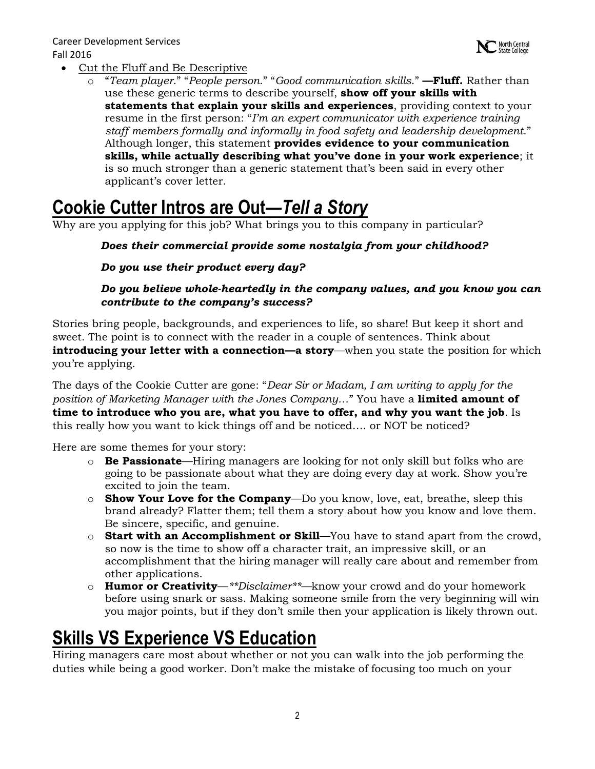- Cut the Fluff and Be Descriptive
  - "*Team player.*" "*People person.*" "*Good communication skills.*" **—Fluff.** Rather than use these generic terms to describe yourself, **show off your skills with statements that explain your skills and experiences**, providing context to your resume in the first person: "*I'm an expert communicator with experience training staff members formally and informally in food safety and leadership development.*" Although longer, this statement **provides evidence to your communication skills, while actually describing what you've done in your work experience**; it is so much stronger than a generic statement that's been said in every other applicant's cover letter.

# Cookie Cutter Intros are Out—*Tell a Story*

Why are you applying for this job? What brings you to this company in particular?

> ***Does their commercial provide some nostalgia from your childhood?***
>
> ***Do you use their product every day?***
>
> ***Do you believe whole-heartedly in the company values, and you know you can contribute to the company's success?***

Stories bring people, backgrounds, and experiences to life, so share! But keep it short and sweet. The point is to connect with the reader in a couple of sentences. Think about **introducing your letter with a connection—a story**—when you state the position for which you're applying.

The days of the Cookie Cutter are gone: "*Dear Sir or Madam, I am writing to apply for the position of Marketing Manager with the Jones Company…*" You have a **limited amount of time to introduce who you are, what you have to offer, and why you want the job**. Is this really how you want to kick things off and be noticed…. or NOT be noticed?

Here are some themes for your story:

- **Be Passionate**—Hiring managers are looking for not only skill but folks who are going to be passionate about what they are doing every day at work. Show you're excited to join the team.
- **Show Your Love for the Company**—Do you know, love, eat, breathe, sleep this brand already? Flatter them; tell them a story about how you know and love them. Be sincere, specific, and genuine.
- **Start with an Accomplishment or Skill**—You have to stand apart from the crowd, so now is the time to show off a character trait, an impressive skill, or an accomplishment that the hiring manager will really care about and remember from other applications.
- **Humor or Creativity**—*\*\*Disclaimer\*\**—know your crowd and do your homework before using snark or sass. Making someone smile from the very beginning will win you major points, but if they don't smile then your application is likely thrown out.

# Skills VS Experience VS Education

Hiring managers care most about whether or not you can walk into the job performing the duties while being a good worker. Don't make the mistake of focusing too much on your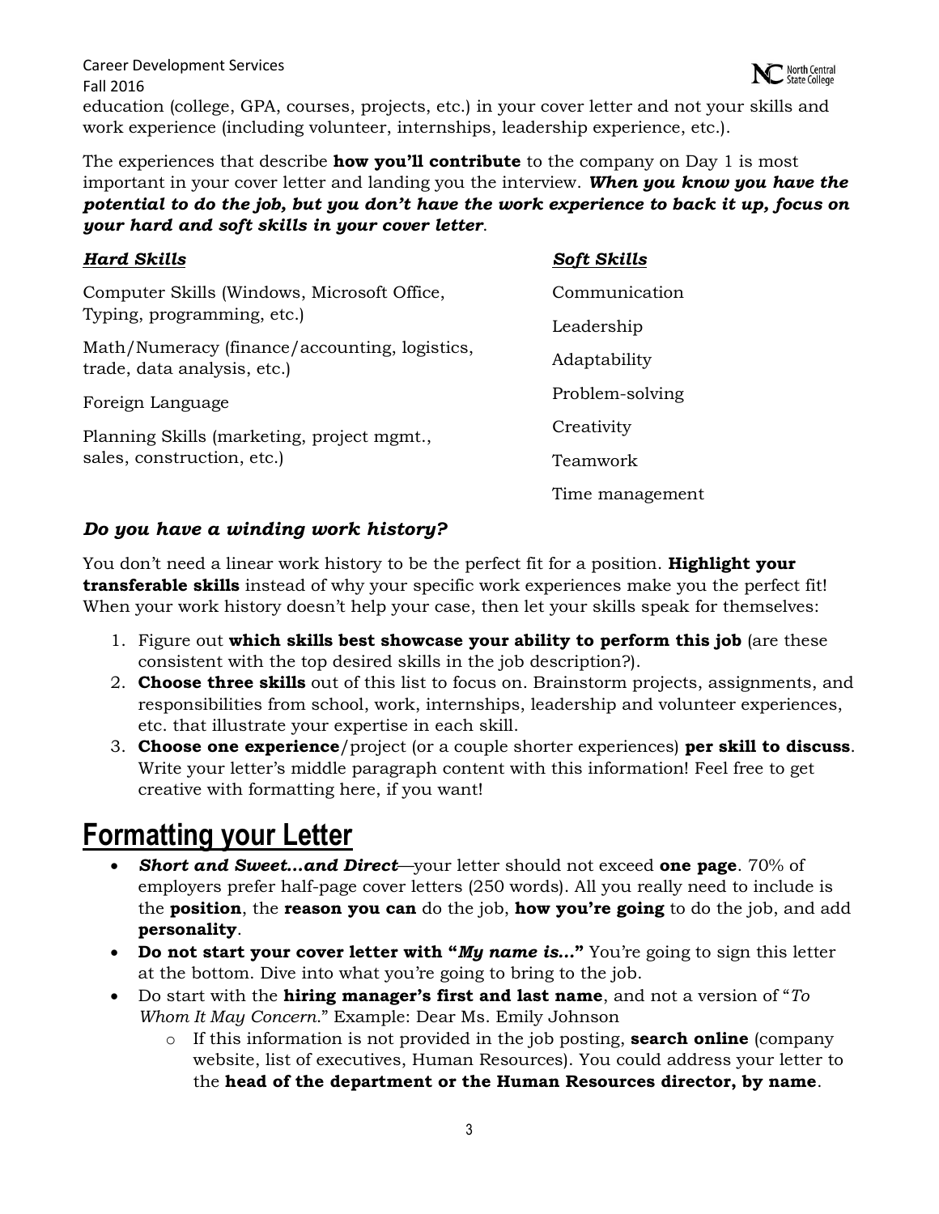education (college, GPA, courses, projects, etc.) in your cover letter and not your skills and work experience (including volunteer, internships, leadership experience, etc.).

The experiences that describe **how you'll contribute** to the company on Day 1 is most important in your cover letter and landing you the interview. ***When you know you have the potential to do the job, but you don't have the work experience to back it up, focus on your hard and soft skills in your cover letter***.

***Hard Skills***

Computer Skills (Windows, Microsoft Office, Typing, programming, etc.)

Math/Numeracy (finance/accounting, logistics, trade, data analysis, etc.)

Foreign Language

Planning Skills (marketing, project mgmt., sales, construction, etc.)

***Soft Skills***

Communication

Leadership

Adaptability

Problem-solving

Creativity

Teamwork

Time management

### *Do you have a winding work history?*

You don't need a linear work history to be the perfect fit for a position. **Highlight your transferable skills** instead of why your specific work experiences make you the perfect fit! When your work history doesn't help your case, then let your skills speak for themselves:

1. Figure out **which skills best showcase your ability to perform this job** (are these consistent with the top desired skills in the job description?).
2. **Choose three skills** out of this list to focus on. Brainstorm projects, assignments, and responsibilities from school, work, internships, leadership and volunteer experiences, etc. that illustrate your expertise in each skill.
3. **Choose one experience**/project (or a couple shorter experiences) **per skill to discuss**. Write your letter's middle paragraph content with this information! Feel free to get creative with formatting here, if you want!

# Formatting your Letter

- ***Short and Sweet…and Direct***—your letter should not exceed **one page**. 70% of employers prefer half-page cover letters (250 words). All you really need to include is the **position**, the **reason you can** do the job, **how you're going** to do the job, and add **personality**.
- **Do not start your cover letter with "*My name is…*"** You're going to sign this letter at the bottom. Dive into what you're going to bring to the job.
- Do start with the **hiring manager's first and last name**, and not a version of "*To Whom It May Concern*." Example: Dear Ms. Emily Johnson
  - If this information is not provided in the job posting, **search online** (company website, list of executives, Human Resources). You could address your letter to the **head of the department or the Human Resources director, by name**.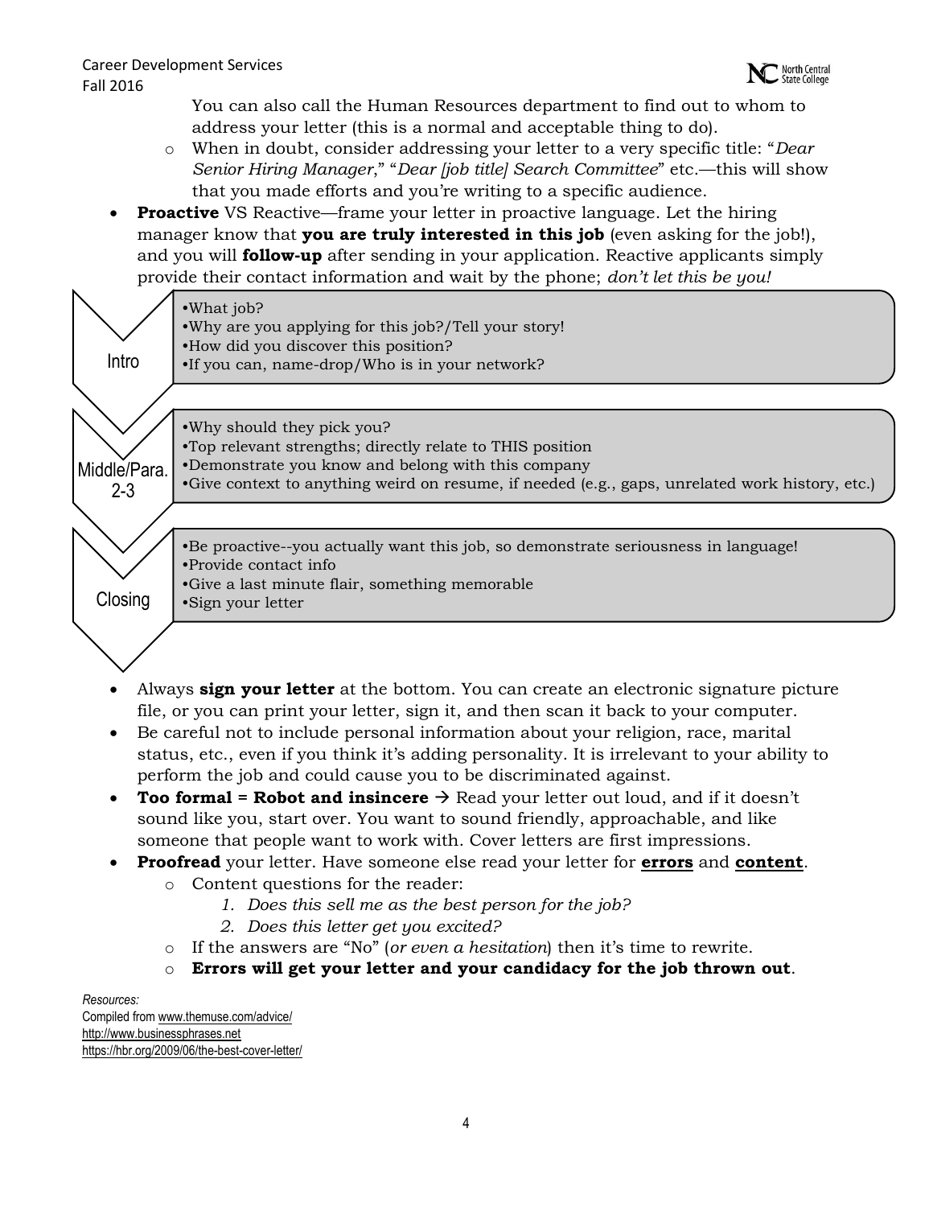You can also call the Human Resources department to find out to whom to address your letter (this is a normal and acceptable thing to do).
    - When in doubt, consider addressing your letter to a very specific title: "*Dear Senior Hiring Manager*," "*Dear [job title] Search Committee*" etc.—this will show that you made efforts and you're writing to a specific audience.
- **Proactive** VS Reactive—frame your letter in proactive language. Let the hiring manager know that **you are truly interested in this job** (even asking for the job!), and you will **follow-up** after sending in your application. Reactive applicants simply provide their contact information and wait by the phone; *don't let this be you!*

**Intro**
- What job?
- Why are you applying for this job?/Tell your story!
- How did you discover this position?
- If you can, name-drop/Who is in your network?

**Middle/Para. 2-3**
- Why should they pick you?
- Top relevant strengths; directly relate to THIS position
- Demonstrate you know and belong with this company
- Give context to anything weird on resume, if needed (e.g., gaps, unrelated work history, etc.)

**Closing**
- Be proactive--you actually want this job, so demonstrate seriousness in language!
- Provide contact info
- Give a last minute flair, something memorable
- Sign your letter

- Always **sign your letter** at the bottom. You can create an electronic signature picture file, or you can print your letter, sign it, and then scan it back to your computer.
- Be careful not to include personal information about your religion, race, marital status, etc., even if you think it's adding personality. It is irrelevant to your ability to perform the job and could cause you to be discriminated against.
- **Too formal = Robot and insincere** → Read your letter out loud, and if it doesn't sound like you, start over. You want to sound friendly, approachable, and like someone that people want to work with. Cover letters are first impressions.
- **Proofread** your letter. Have someone else read your letter for **errors** and **content**.
    - Content questions for the reader:
        1. *Does this sell me as the best person for the job?*
        2. *Does this letter get you excited?*
    - If the answers are "No" (*or even a hesitation*) then it's time to rewrite.
    - **Errors will get your letter and your candidacy for the job thrown out**.

*Resources:*
Compiled from www.themuse.com/advice/
http://www.businessphrases.net
https://hbr.org/2009/06/the-best-cover-letter/